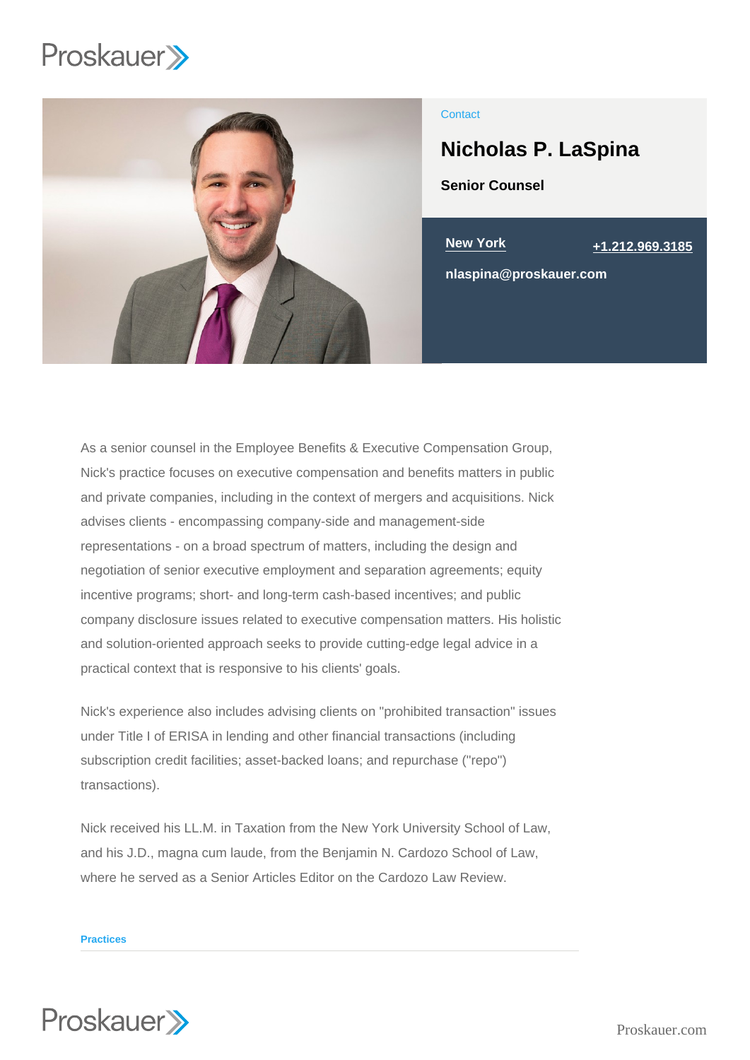Contact

# Nicholas P. LaSpina

**Senior Counsel**

New York

+1.212.969.3185

nlaspina@proskauer.com

As a senior counsel in the Employee Benefits & Executive Compensation Group, Nick's practice focuses on executive compensation and benefits matters in public and private companies, including in the context of mergers and acquisitions. Nick advises clients - encompassing company-side and management-side representations - on a broad spectrum of matters, including the design and negotiation of senior executive employment and separation agreements; equity incentive programs; short- and long-term cash-based incentives; and public company disclosure issues related to executive compensation matters. His holistic and solution-oriented approach seeks to provide cutting-edge legal advice in a practical context that is responsive to his clients' goals.

Nick's experience also includes advising clients on "prohibited transaction" issues under Title I of ERISA in lending and other financial transactions (including subscription credit facilities; asset-backed loans; and repurchase ("repo") transactions).

Nick received his LL.M. in Taxation from the New York University School of Law, and his J.D., magna cum laude, from the Benjamin N. Cardozo School of Law, where he served as a Senior Articles Editor on the Cardozo Law Review.

## Practices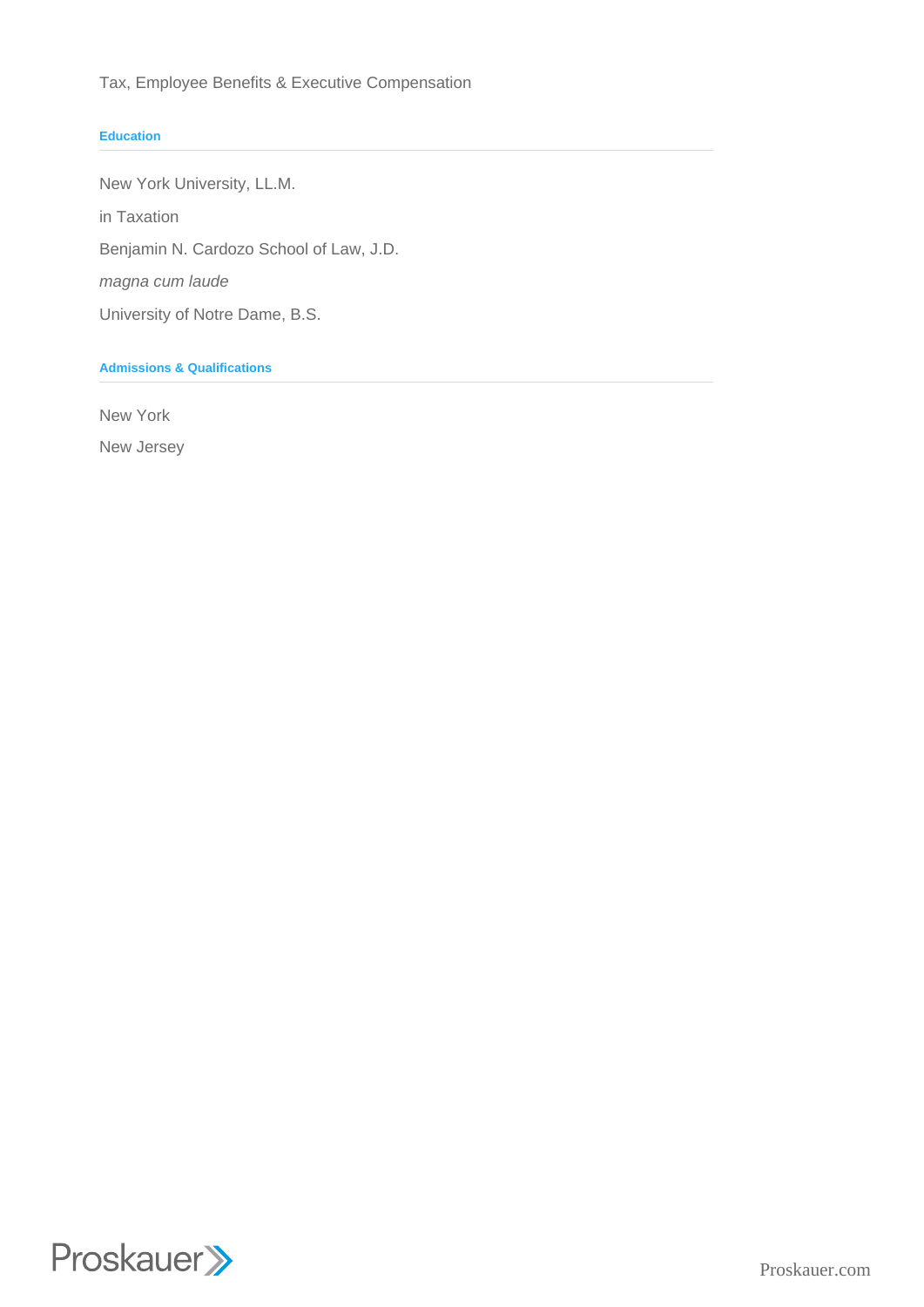Tax, Employee Benefits & Executive Compensation

## Education

New York University, LL.M.

in Taxation

Benjamin N. Cardozo School of Law, J.D.

*magna cum laude*

University of Notre Dame, B.S.

## Admissions & Qualifications

New York

New Jersey